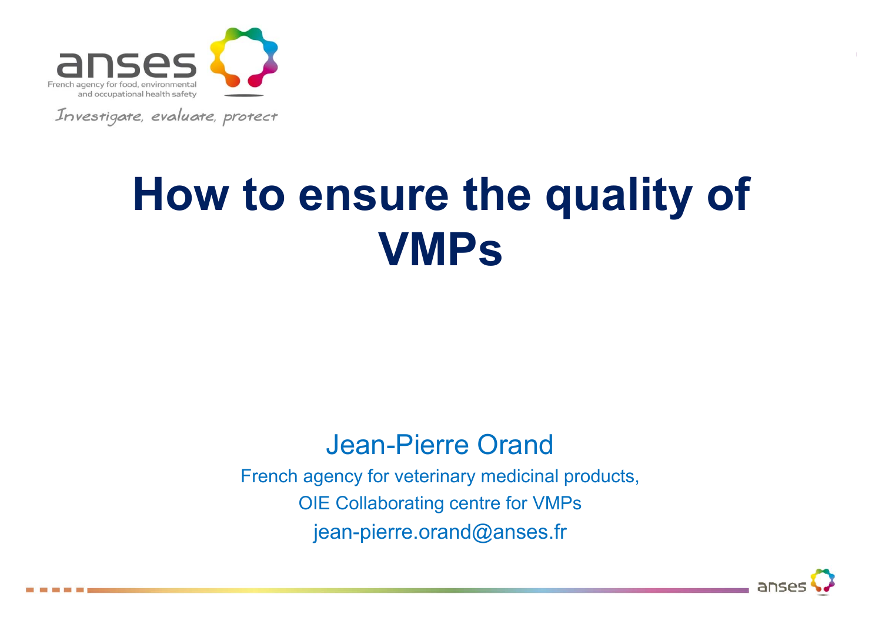anses

French agency for food, environmental and occupational health safety

*Investigate, evaluate, protect*

# How to ensure the quality of VMPs

Jean-Pierre Orand

French agency for veterinary medicinal products,

OIE Collaborating centre for VMPs

jean-pierre.orand@anses.fr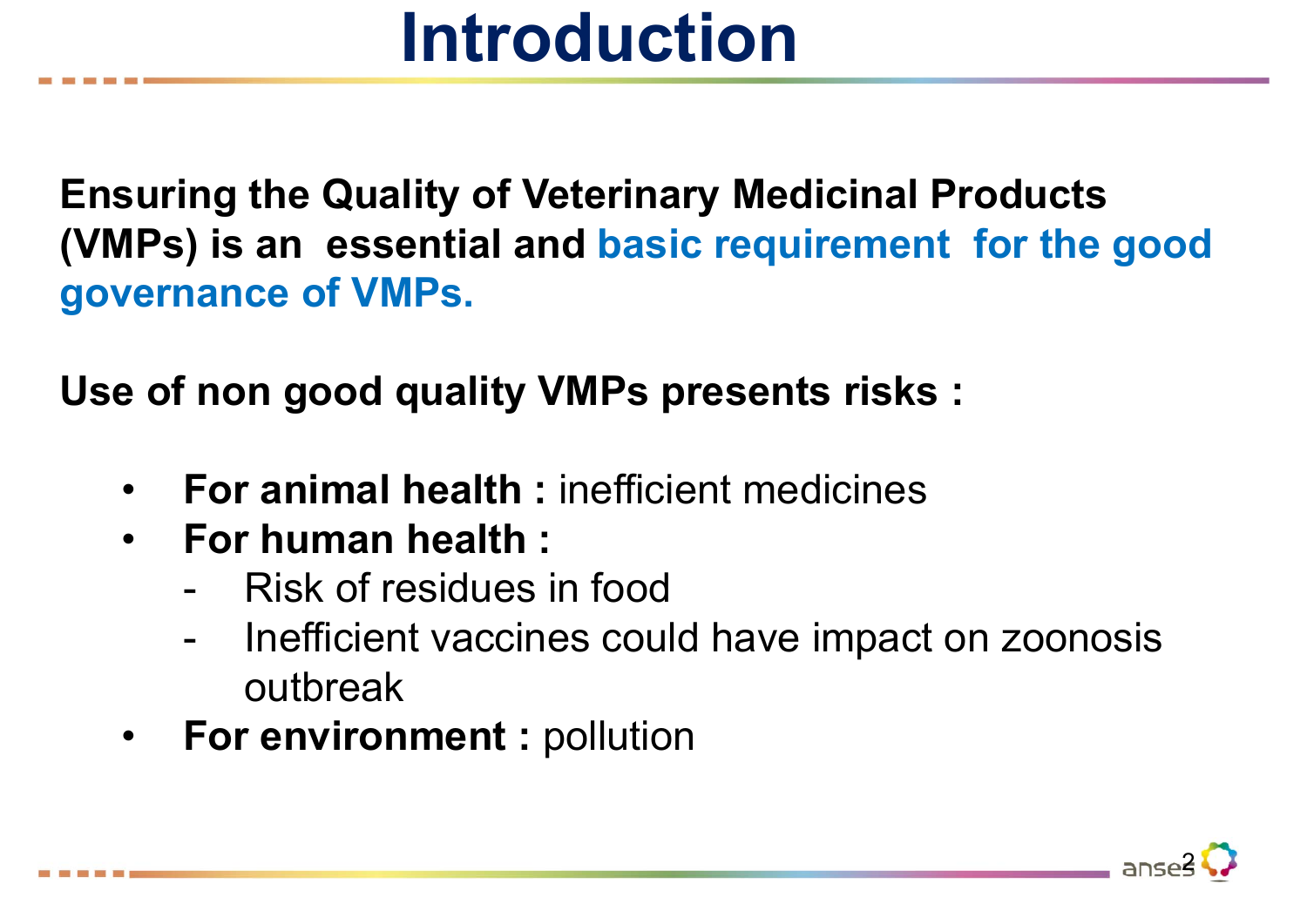# Introduction

**Ensuring the Quality of Veterinary Medicinal Products (VMPs) is an essential and basic requirement for the good governance of VMPs.**

**Use of non good quality VMPs presents risks :**

- **For animal health :** inefficient medicines
- **For human health :**
  - Risk of residues in food
  - Inefficient vaccines could have impact on zoonosis outbreak
- **For environment :** pollution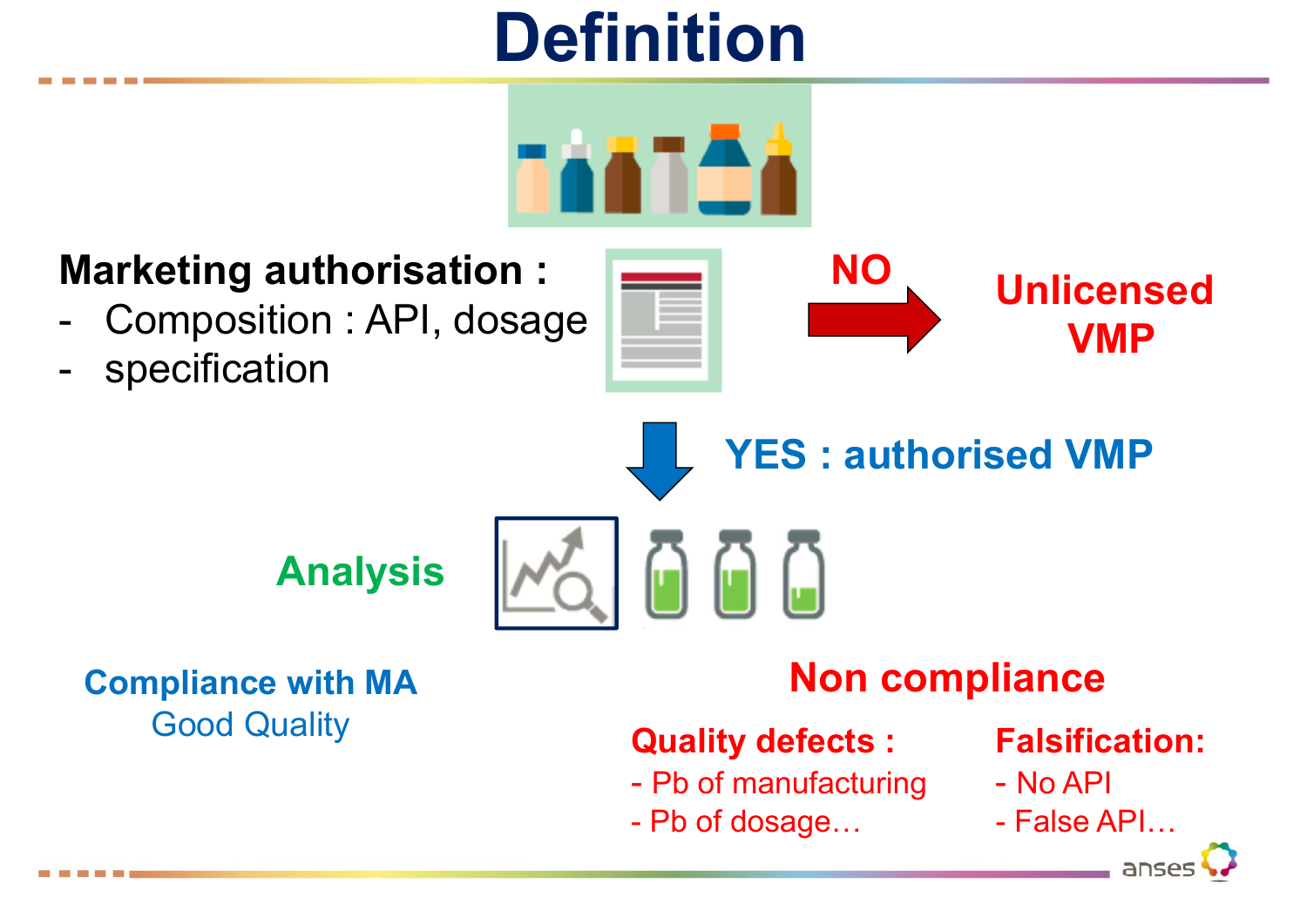# Definition

**Marketing authorisation :**

- Composition : API, dosage
- specification

**NO** → **Unlicensed VMP**

**YES : authorised VMP**

**Analysis**

**Compliance with MA**
Good Quality

**Non compliance**

**Quality defects :**
- Pb of manufacturing
- Pb of dosage…

**Falsification:**
- No API
- False API…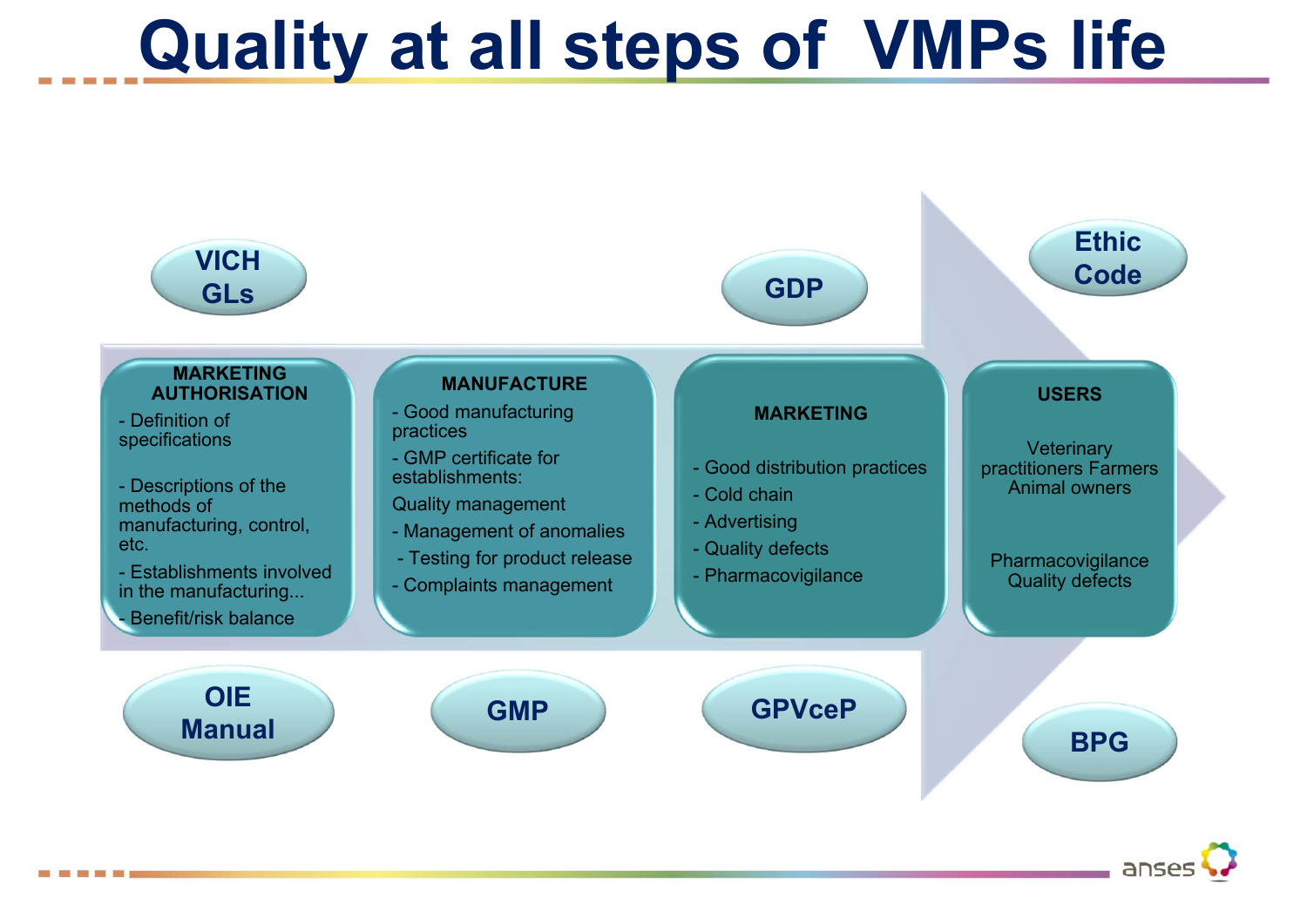# Quality at all steps of VMPs life

VICH GLs

GDP

Ethic Code

**MARKETING AUTHORISATION**

- Definition of specifications
- Descriptions of the methods of manufacturing, control, etc.
- Establishments involved in the manufacturing...
- Benefit/risk balance

**MANUFACTURE**

- Good manufacturing practices
- GMP certificate for establishments:

Quality management

- Management of anomalies
- Testing for product release
- Complaints management

**MARKETING**

- Good distribution practices
- Cold chain
- Advertising
- Quality defects
- Pharmacovigilance

**USERS**

Veterinary practitioners Farmers Animal owners

Pharmacovigilance Quality defects

OIE Manual

GMP

GPVceP

BPG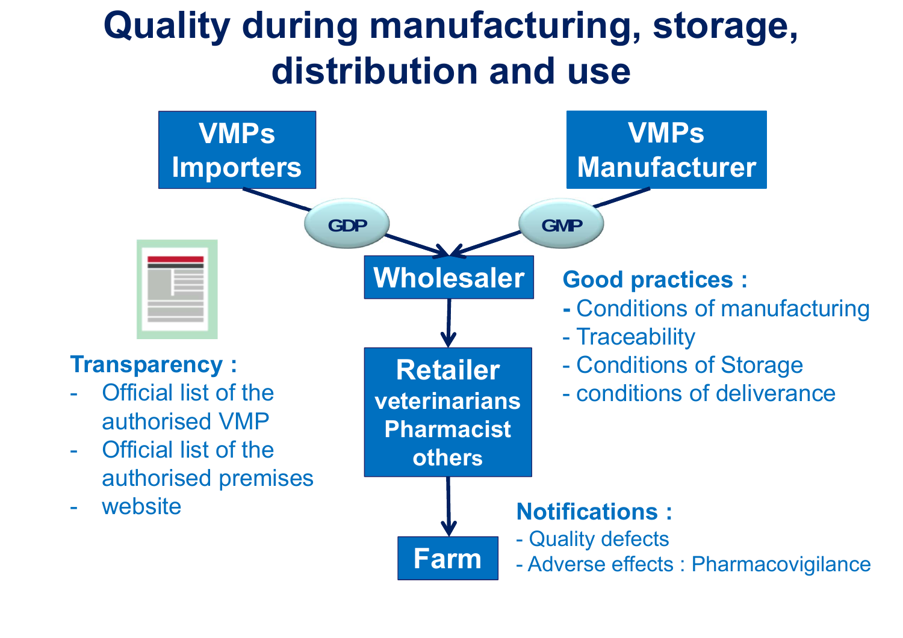# Quality during manufacturing, storage, distribution and use

**VMPs Importers** → (GDP) → **Wholesaler**

**VMPs Manufacturer** → (GMP) → **Wholesaler**

**Wholesaler** → **Retailer** (veterinarians, Pharmacist, others) → **Farm**

**Transparency :**

- Official list of the authorised VMP
- Official list of the authorised premises
- website

**Good practices :**

- Conditions of manufacturing
- Traceability
- Conditions of Storage
- conditions of deliverance

**Notifications :**

- Quality defects
- Adverse effects : Pharmacovigilance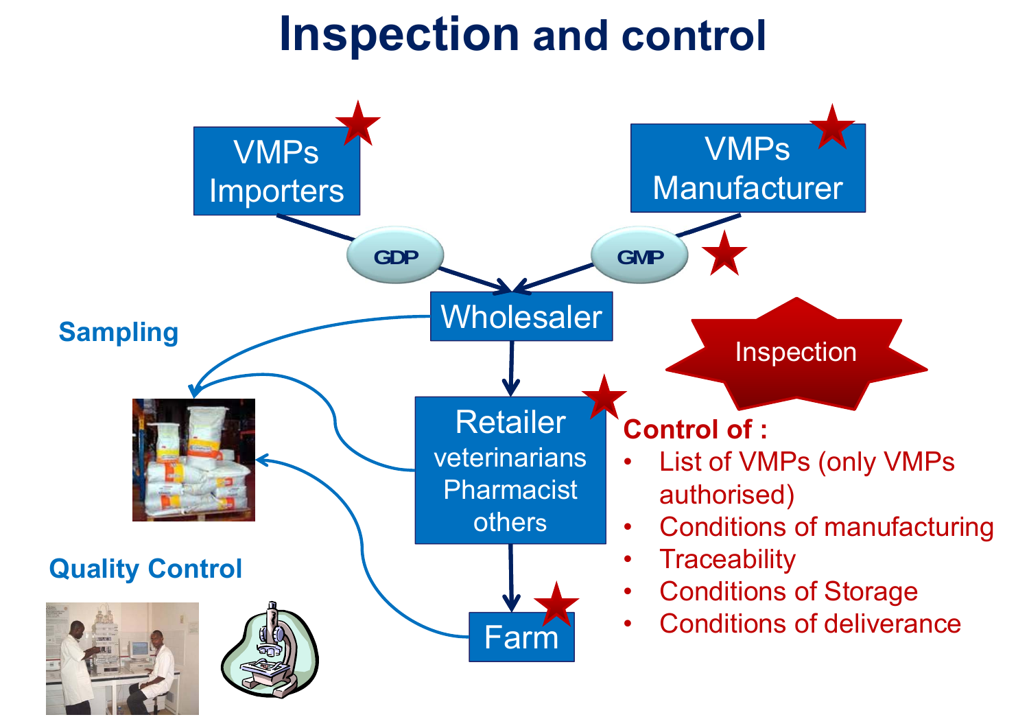# Inspection and control

VMPs Importers

VMPs Manufacturer

GDP

GMP

Wholesaler

Sampling

Retailer
veterinarians
Pharmacist
others

Inspection

Farm

Quality Control

**Control of :**

- List of VMPs (only VMPs authorised)
- Conditions of manufacturing
- Traceability
- Conditions of Storage
- Conditions of deliverance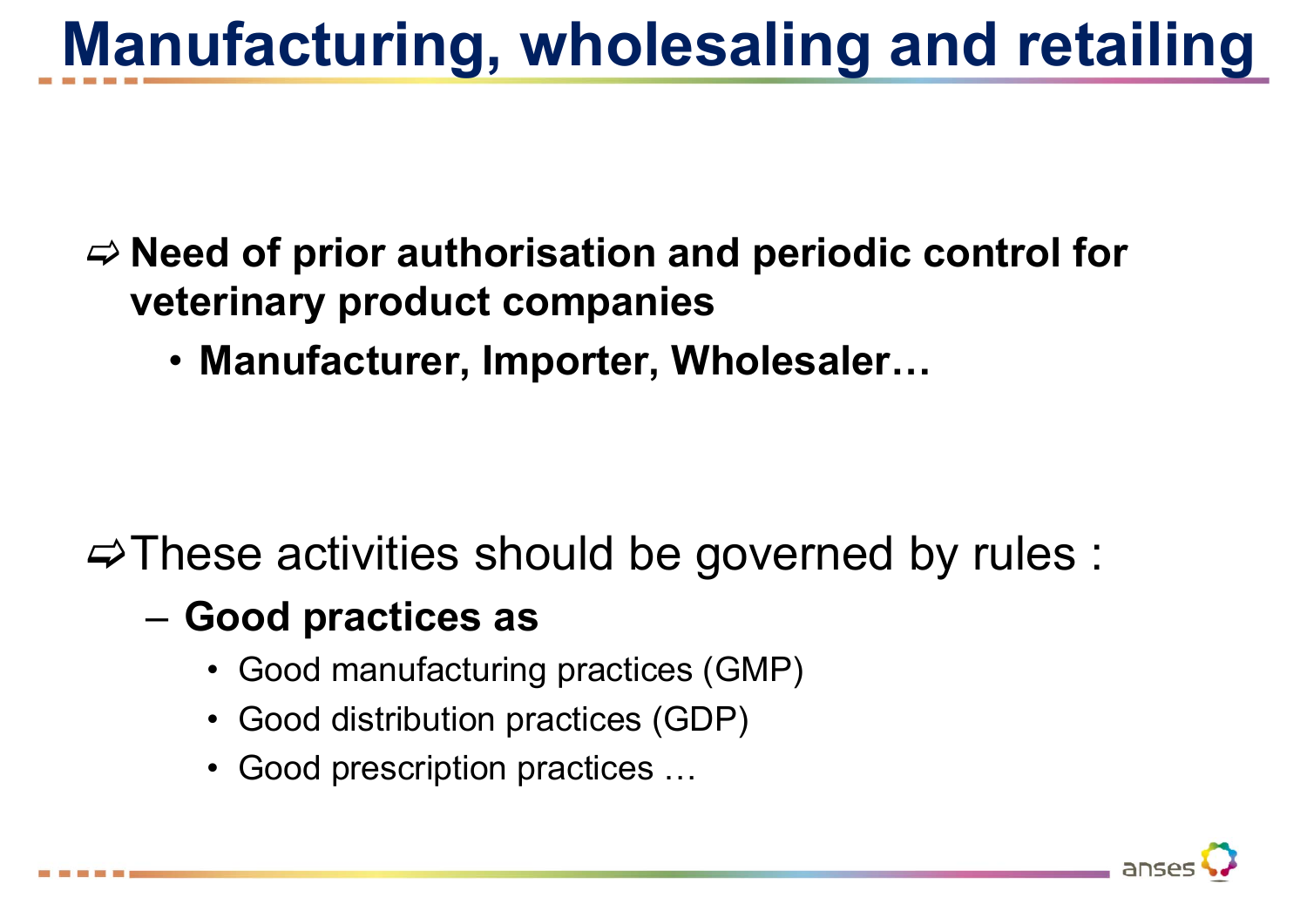# Manufacturing, wholesaling and retailing

⇨ **Need of prior authorisation and periodic control for veterinary product companies**

- **Manufacturer, Importer, Wholesaler…**

⇨ These activities should be governed by rules :

- **Good practices as**
  - Good manufacturing practices (GMP)
  - Good distribution practices (GDP)
  - Good prescription practices …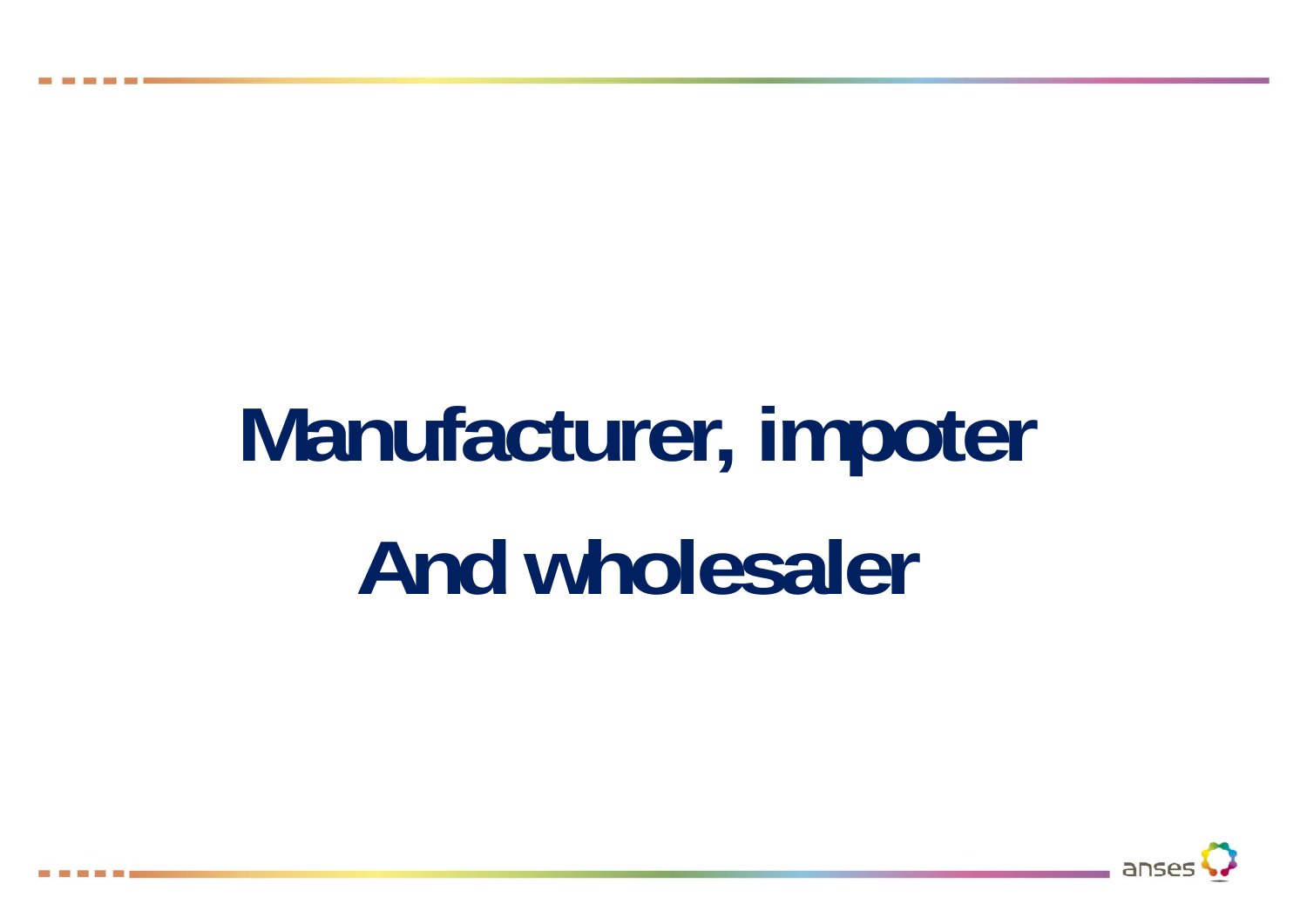# Manufacturer, impoter

# And wholesaler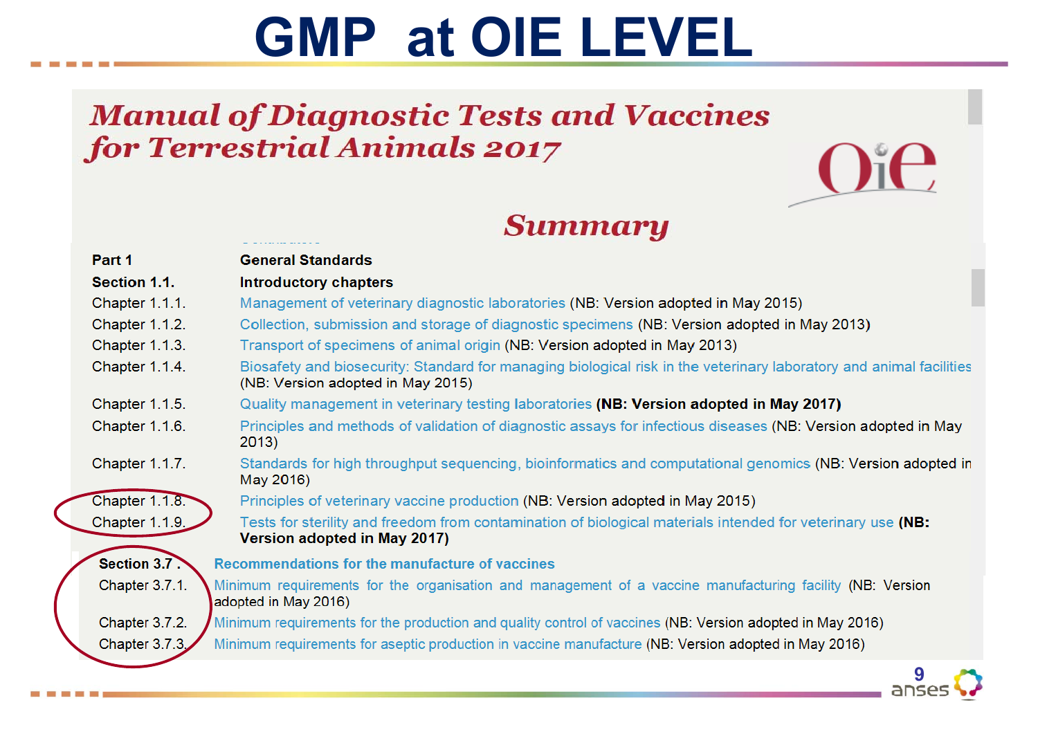# GMP at OIE LEVEL

## *Manual of Diagnostic Tests and Vaccines for Terrestrial Animals 2017*

OIE

### *Summary*

| | |
|---|---|
| **Part 1** | **General Standards** |
| **Section 1.1.** | **Introductory chapters** |
| Chapter 1.1.1. | Management of veterinary diagnostic laboratories (NB: Version adopted in May 2015) |
| Chapter 1.1.2. | Collection, submission and storage of diagnostic specimens (NB: Version adopted in May 2013) |
| Chapter 1.1.3. | Transport of specimens of animal origin (NB: Version adopted in May 2013) |
| Chapter 1.1.4. | Biosafety and biosecurity: Standard for managing biological risk in the veterinary laboratory and animal facilities (NB: Version adopted in May 2015) |
| Chapter 1.1.5. | Quality management in veterinary testing laboratories **(NB: Version adopted in May 2017)** |
| Chapter 1.1.6. | Principles and methods of validation of diagnostic assays for infectious diseases (NB: Version adopted in May 2013) |
| Chapter 1.1.7. | Standards for high throughput sequencing, bioinformatics and computational genomics (NB: Version adopted in May 2016) |
| Chapter 1.1.8. | Principles of veterinary vaccine production (NB: Version adopted in May 2015) |
| Chapter 1.1.9. | Tests for sterility and freedom from contamination of biological materials intended for veterinary use **(NB: Version adopted in May 2017)** |

| | |
|---|---|
| **Section 3.7 .** | **Recommendations for the manufacture of vaccines** |
| Chapter 3.7.1. | Minimum requirements for the organisation and management of a vaccine manufacturing facility (NB: Version adopted in May 2016) |
| Chapter 3.7.2. | Minimum requirements for the production and quality control of vaccines (NB: Version adopted in May 2016) |
| Chapter 3.7.3. | Minimum requirements for aseptic production in vaccine manufacture (NB: Version adopted in May 2016) |

anses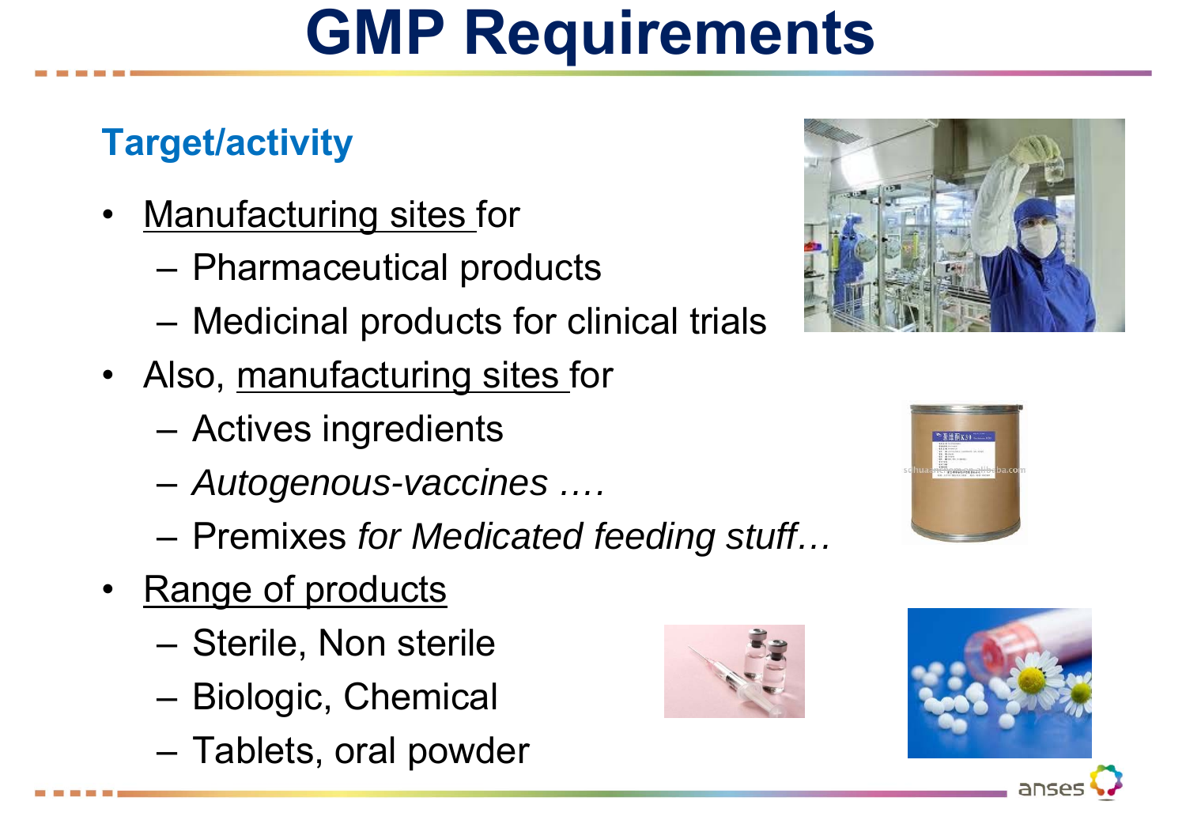# GMP Requirements

## Target/activity

- Manufacturing sites for
  - Pharmaceutical products
  - Medicinal products for clinical trials
- Also, manufacturing sites for
  - Actives ingredients
  - *Autogenous-vaccines ….*
  - Premixes *for Medicated feeding stuff…*
- Range of products
  - Sterile, Non sterile
  - Biologic, Chemical
  - Tablets, oral powder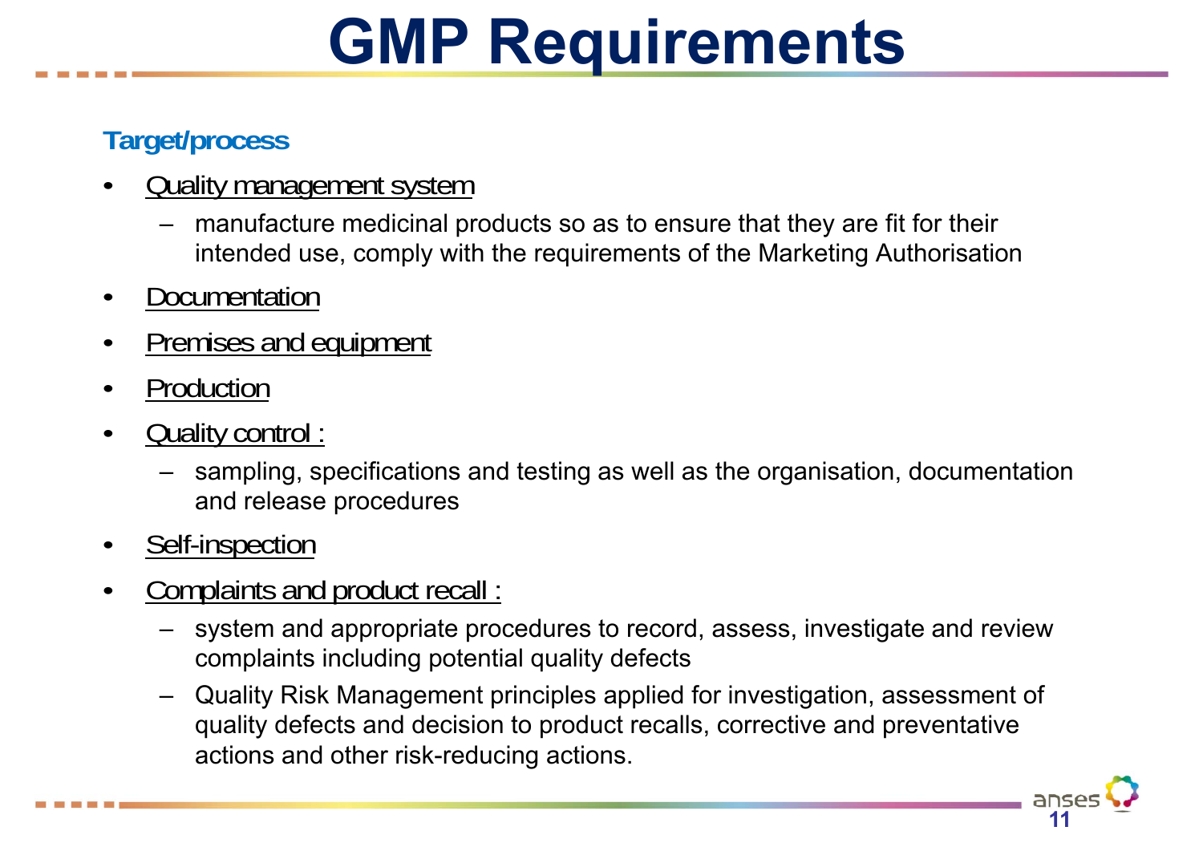# GMP Requirements

**Target/process**

- Quality management system
  - manufacture medicinal products so as to ensure that they are fit for their intended use, comply with the requirements of the Marketing Authorisation
- Documentation
- Premises and equipment
- Production
- Quality control :
  - sampling, specifications and testing as well as the organisation, documentation and release procedures
- Self-inspection
- Complaints and product recall :
  - system and appropriate procedures to record, assess, investigate and review complaints including potential quality defects
  - Quality Risk Management principles applied for investigation, assessment of quality defects and decision to product recalls, corrective and preventative actions and other risk-reducing actions.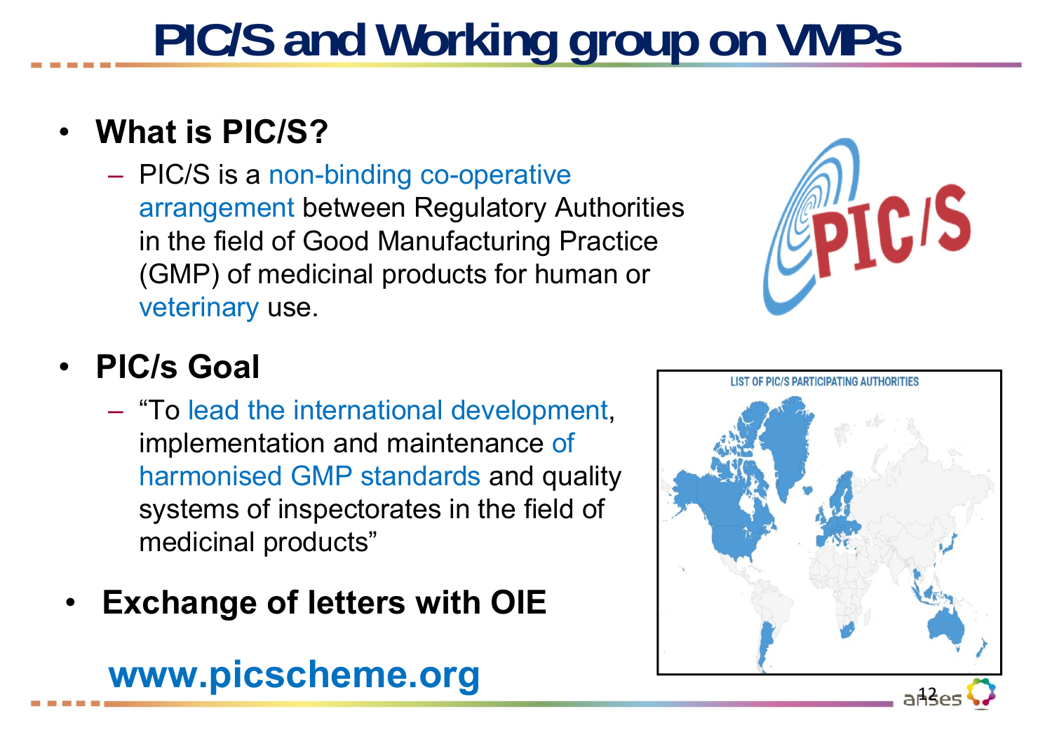# PIC/S and Working group on VMPs

- **What is PIC/S?**
  - PIC/S is a non-binding co-operative arrangement between Regulatory Authorities in the field of Good Manufacturing Practice (GMP) of medicinal products for human or veterinary use.
- **PIC/s Goal**
  - "To lead the international development, implementation and maintenance of harmonised GMP standards and quality systems of inspectorates in the field of medicinal products"
- **Exchange of letters with OIE**

LIST OF PIC/S PARTICIPATING AUTHORITIES

**www.picscheme.org**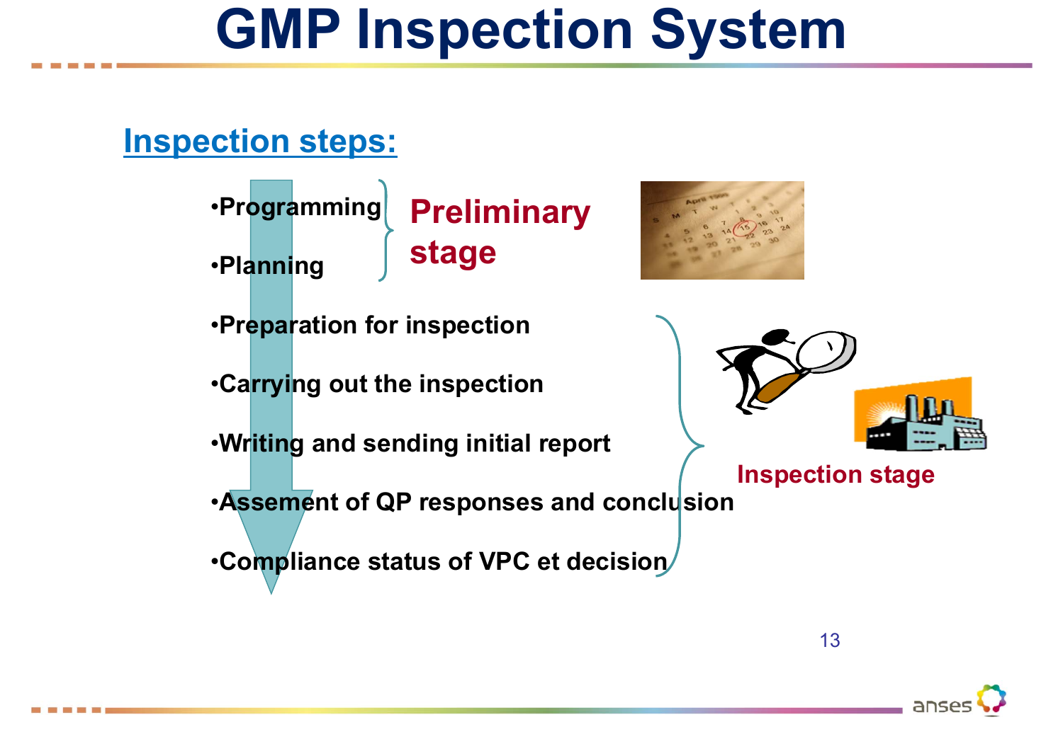# GMP Inspection System

## Inspection steps:

- Programming
- Planning

**Preliminary stage**

- Preparation for inspection
- Carrying out the inspection
- Writing and sending initial report
- Assement of QP responses and conclusion
- Compliance status of VPC et decision

**Inspection stage**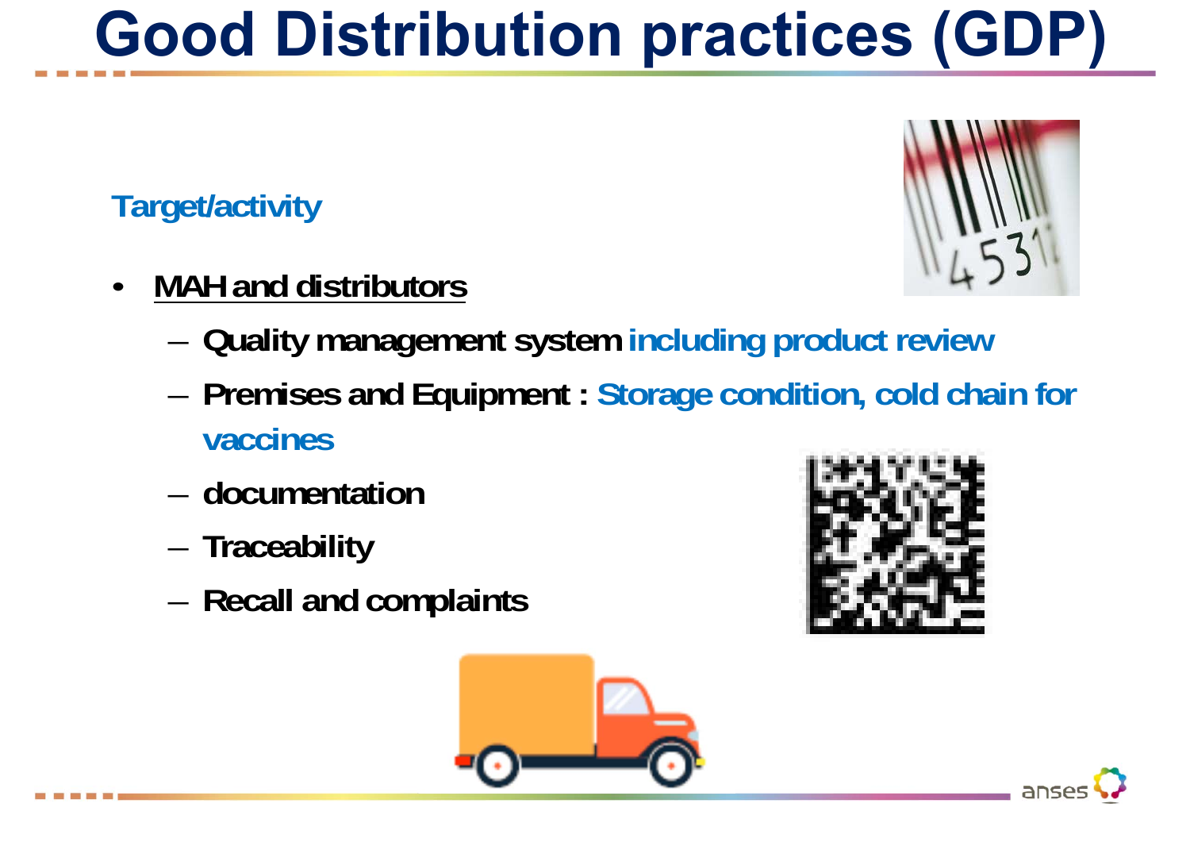# Good Distribution practices (GDP)

**Target/activity**

- **MAH and distributors**
  - **Quality management system including product review**
  - **Premises and Equipment : Storage condition, cold chain for vaccines**
  - **documentation**
  - **Traceability**
  - **Recall and complaints**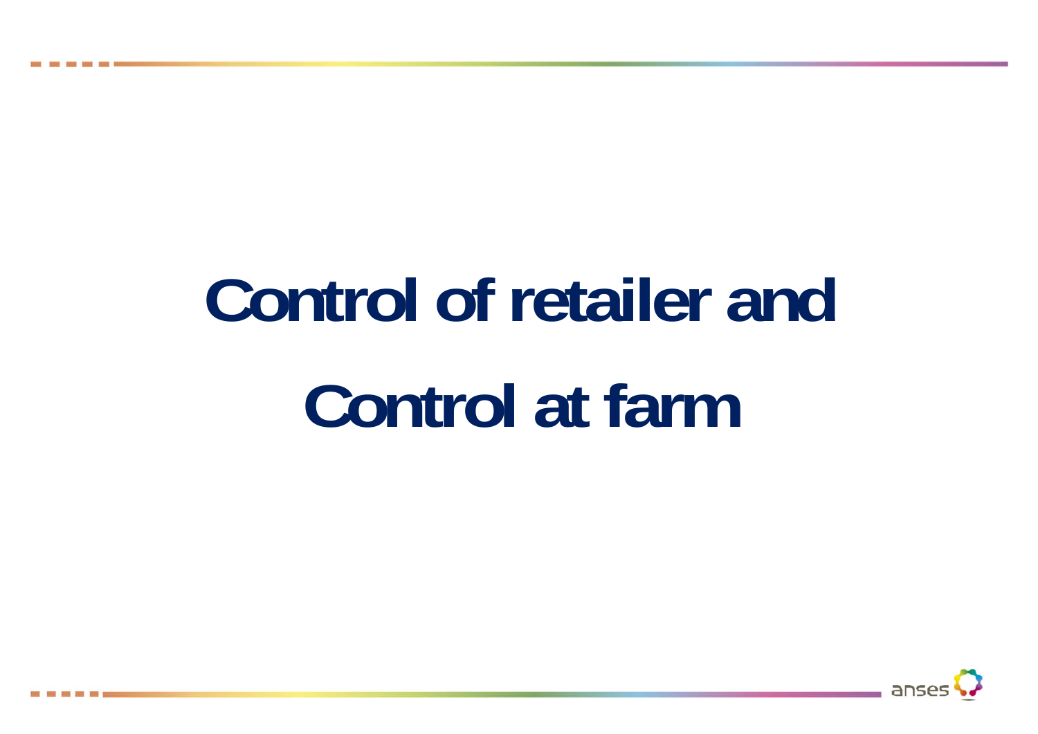# Control of retailer and Control at farm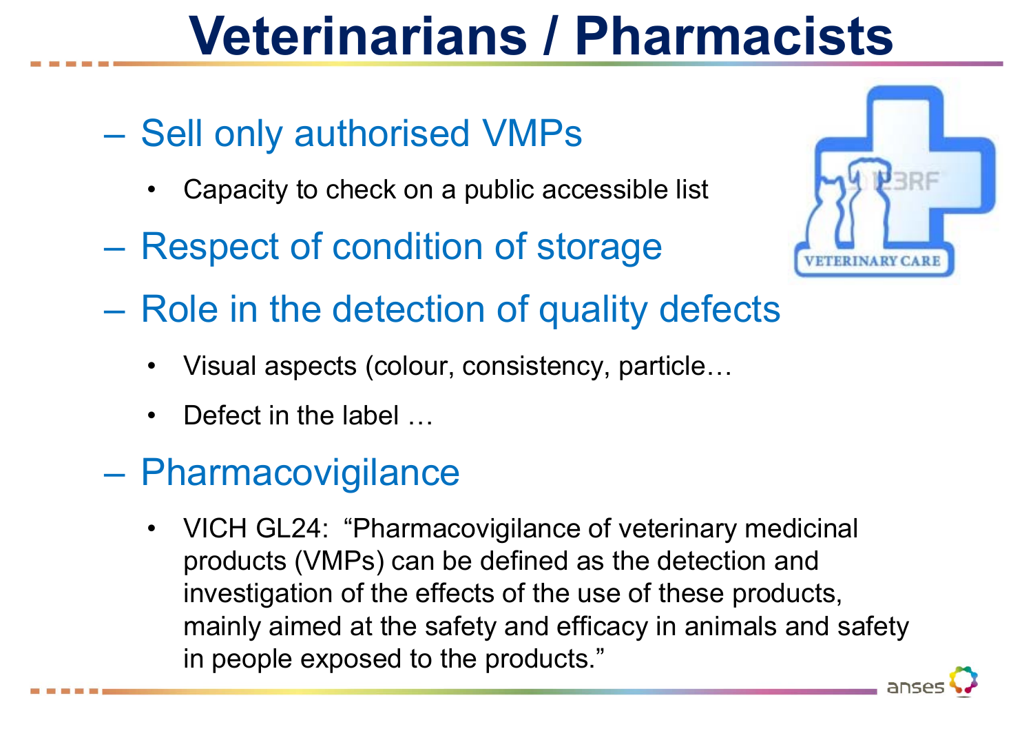# Veterinarians / Pharmacists

- Sell only authorised VMPs
  - Capacity to check on a public accessible list
- Respect of condition of storage
- Role in the detection of quality defects
  - Visual aspects (colour, consistency, particle…
  - Defect in the label …
- Pharmacovigilance
  - VICH GL24: "Pharmacovigilance of veterinary medicinal products (VMPs) can be defined as the detection and investigation of the effects of the use of these products, mainly aimed at the safety and efficacy in animals and safety in people exposed to the products."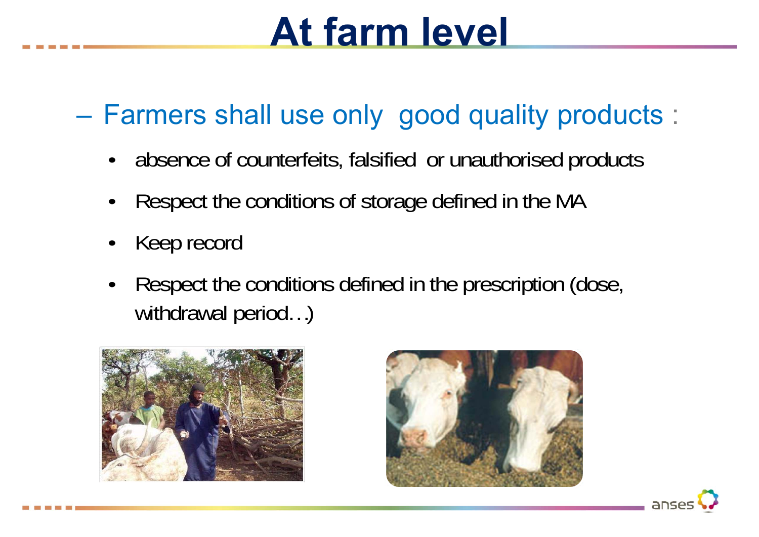# At farm level

- Farmers shall use only good quality products :
  - absence of counterfeits, falsified or unauthorised products
  - Respect the conditions of storage defined in the MA
  - Keep record
  - Respect the conditions defined in the prescription (dose, withdrawal period…)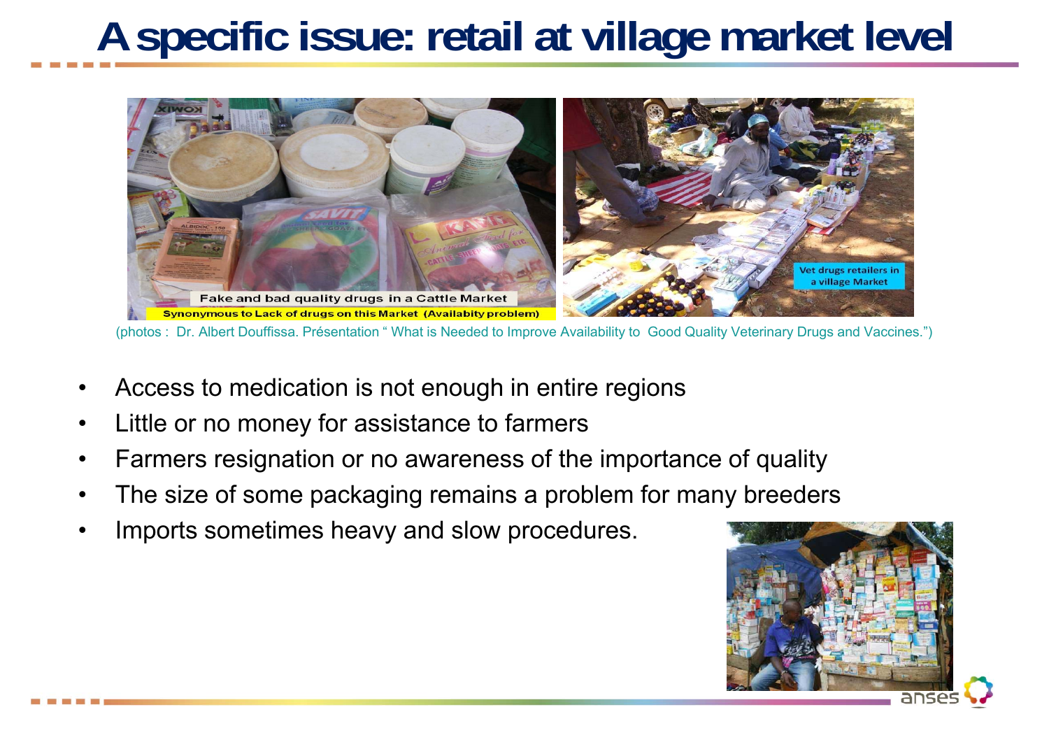# A specific issue: retail at village market level

Fake and bad quality drugs in a Cattle Market

Synonymous to Lack of drugs on this Market (Availabity problem)

Vet drugs retailers in a village Market

(photos : Dr. Albert Douffissa. Présentation " What is Needed to Improve Availability to Good Quality Veterinary Drugs and Vaccines.")

- Access to medication is not enough in entire regions
- Little or no money for assistance to farmers
- Farmers resignation or no awareness of the importance of quality
- The size of some packaging remains a problem for many breeders
- Imports sometimes heavy and slow procedures.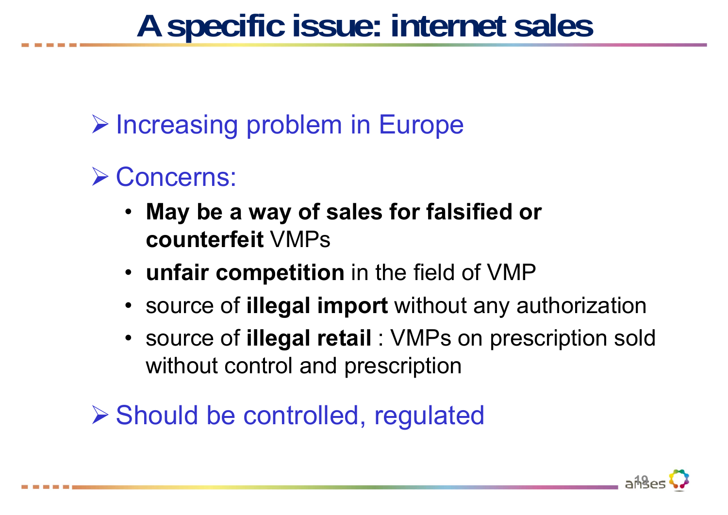# A specific issue: internet sales

- Increasing problem in Europe
- Concerns:
  - **May be a way of sales for falsified or counterfeit** VMPs
  - **unfair competition** in the field of VMP
  - source of **illegal import** without any authorization
  - source of **illegal retail** : VMPs on prescription sold without control and prescription
- Should be controlled, regulated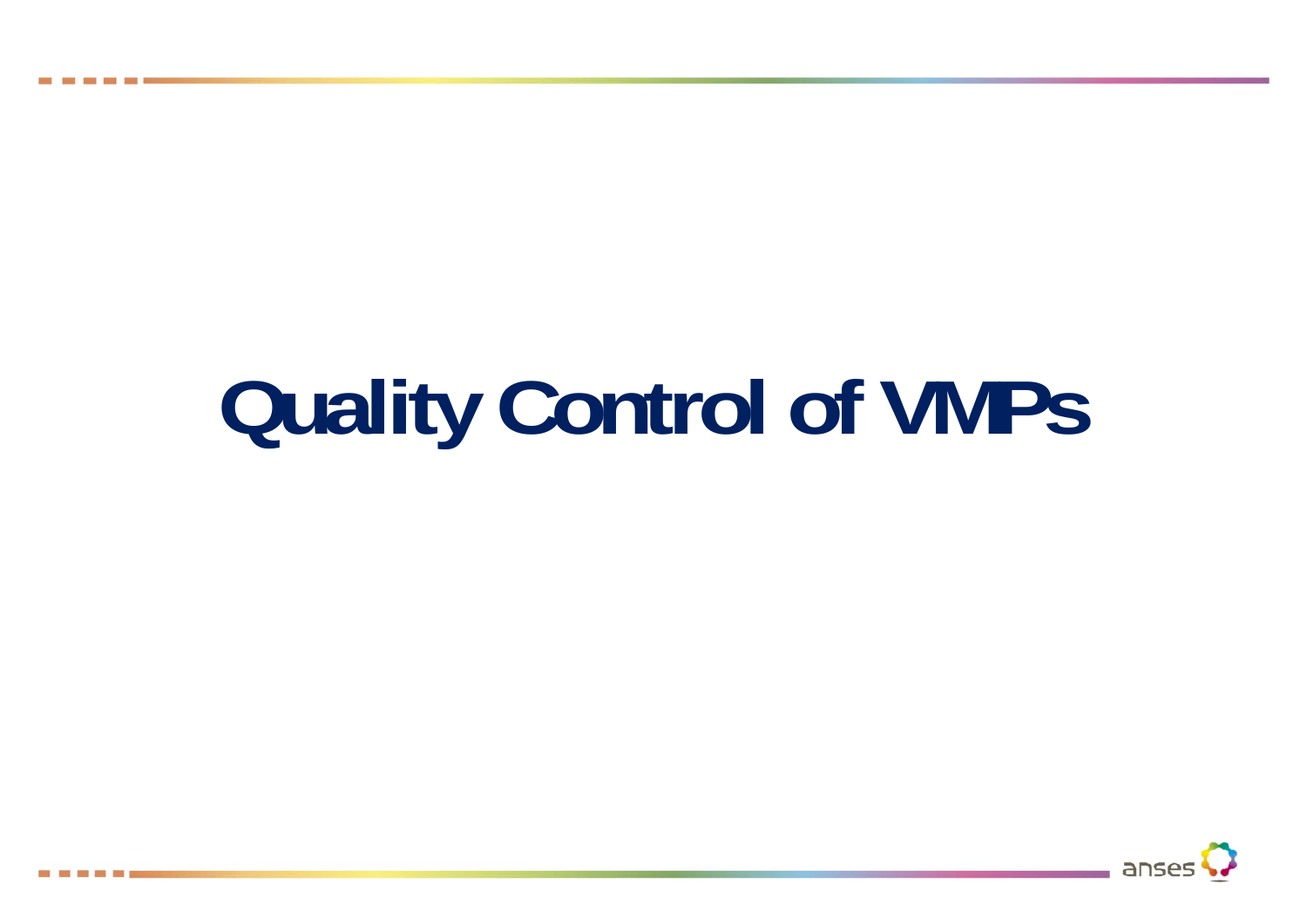# Quality Control of VMPs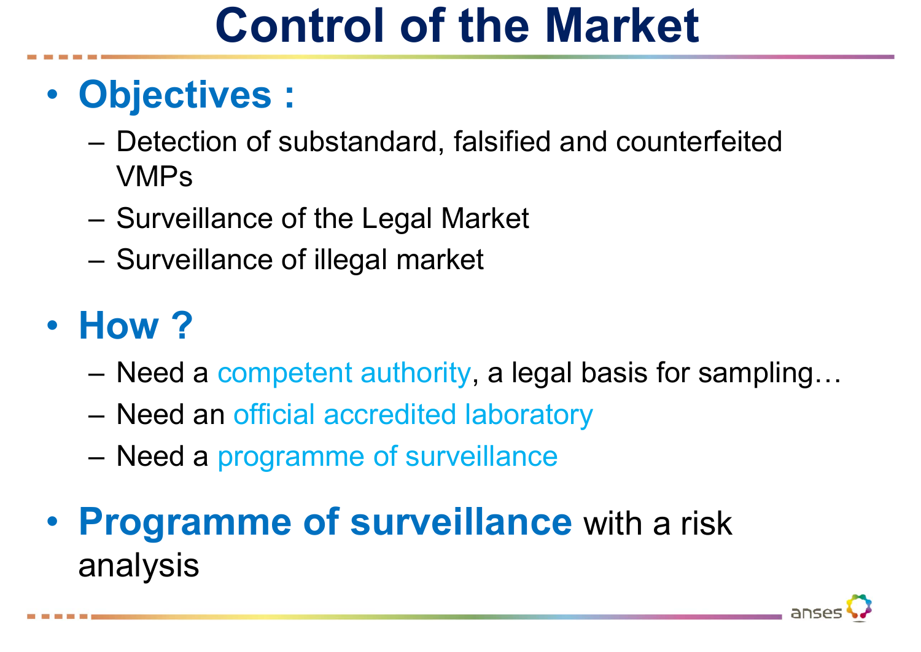# Control of the Market

- **Objectives :**
  - Detection of substandard, falsified and counterfeited VMPs
  - Surveillance of the Legal Market
  - Surveillance of illegal market

- **How ?**
  - Need a competent authority, a legal basis for sampling…
  - Need an official accredited laboratory
  - Need a programme of surveillance

- **Programme of surveillance** with a risk analysis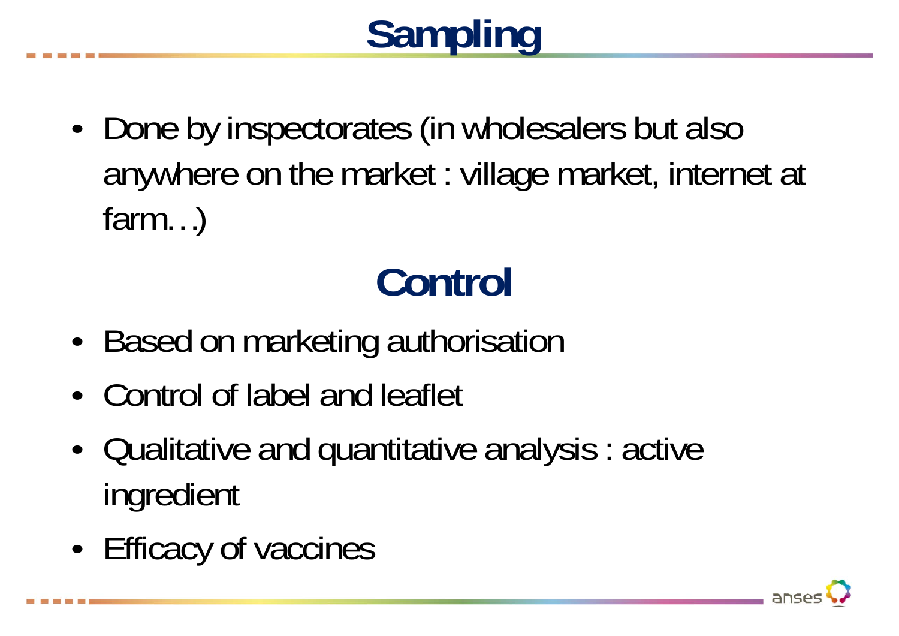# Sampling

- Done by inspectorates (in wholesalers but also anywhere on the market : village market, internet at farm…)

# Control

- Based on marketing authorisation
- Control of label and leaflet
- Qualitative and quantitative analysis : active ingredient
- Efficacy of vaccines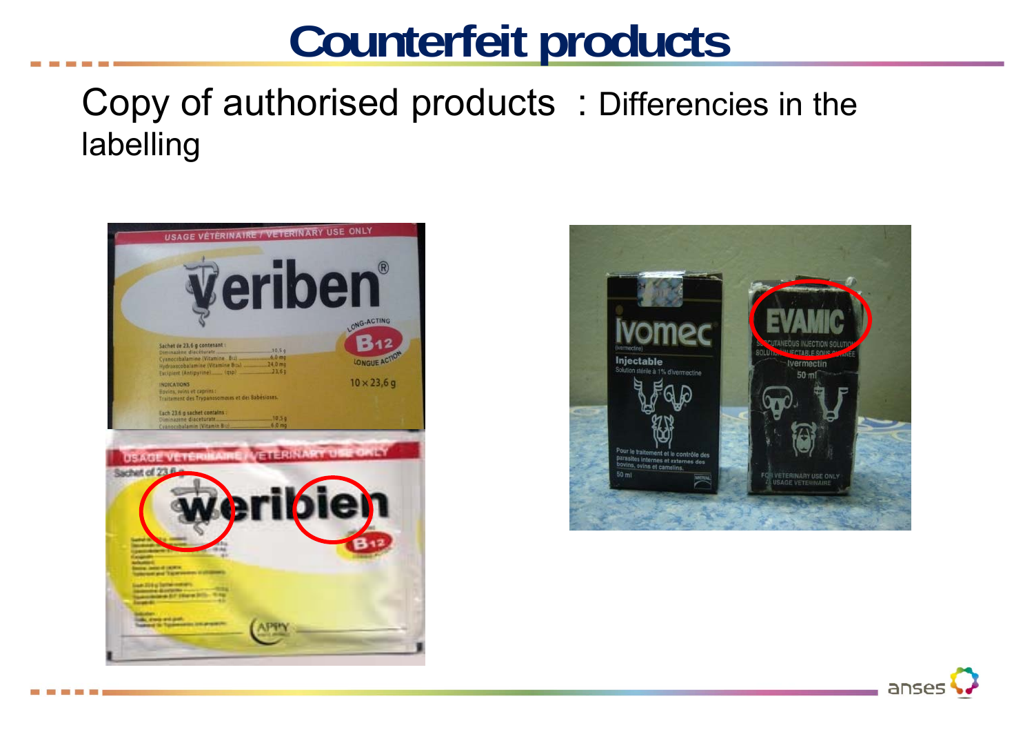# Counterfeit products

Copy of authorised products : Differencies in the labelling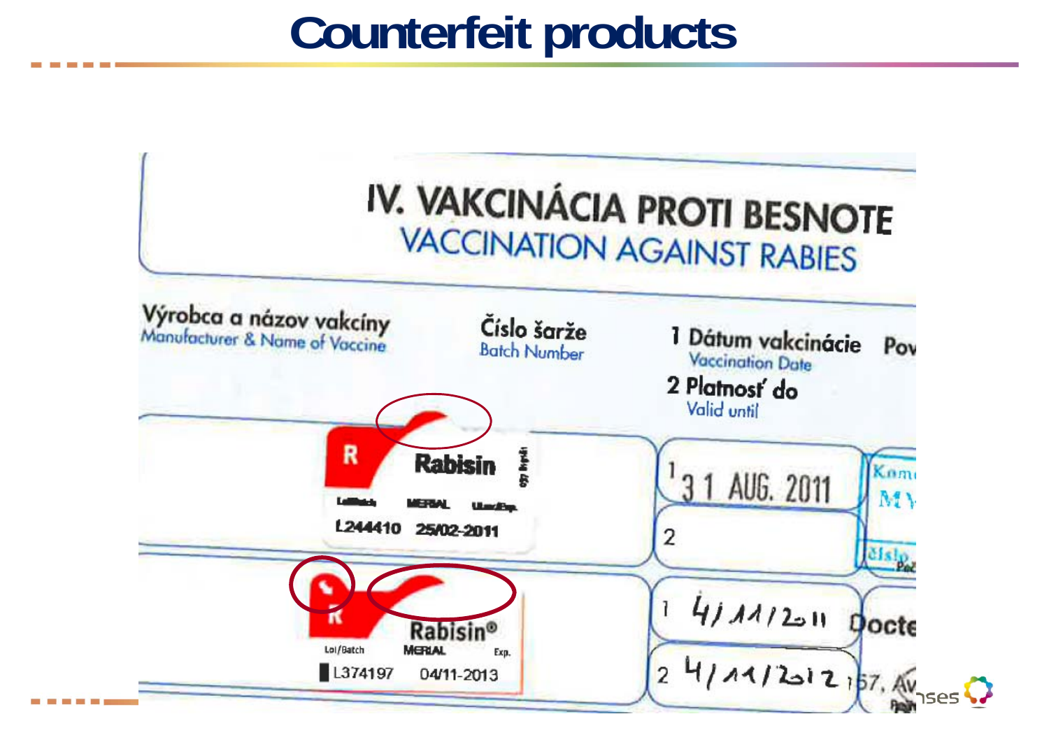# Counterfeit products

IV. VAKCINÁCIA PROTI BESNOTE
VACCINATION AGAINST RABIES

| Výrobca a názov vakcíny Manufacturer & Name of Vaccine | Číslo šarže Batch Number | 1 Dátum vakcinácie Vaccination Date 2 Platnosť do Valid until |
|---|---|---|
| Rabisin MERIAL | L244410 | 1 31 AUG. 2011 2 |
| Rabisin® MERIAL | L374197 Exp. 04/11-2013 | 1 4/11/2011 2 4/11/2012 |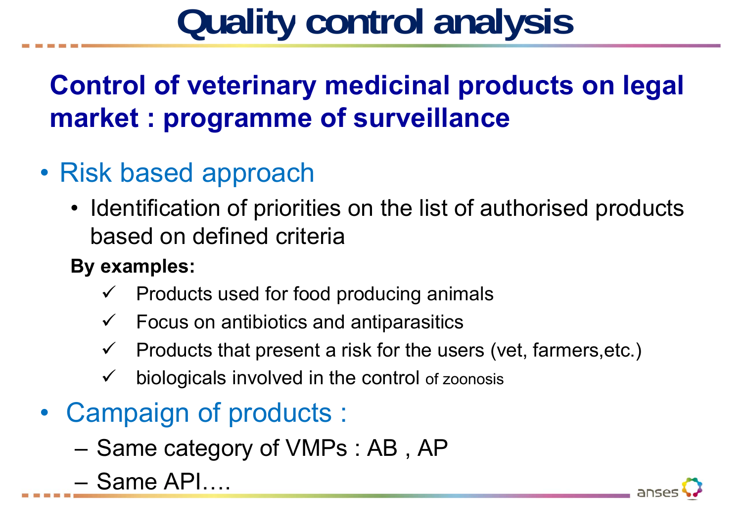# Quality control analysis

## Control of veterinary medicinal products on legal market : programme of surveillance

- Risk based approach
  - Identification of priorities on the list of authorised products based on defined criteria

  **By examples:**

  - ✓ Products used for food producing animals
  - ✓ Focus on antibiotics and antiparasitics
  - ✓ Products that present a risk for the users (vet, farmers,etc.)
  - ✓ biologicals involved in the control of zoonosis

- Campaign of products :
  - – Same category of VMPs : AB , AP
  - – Same API….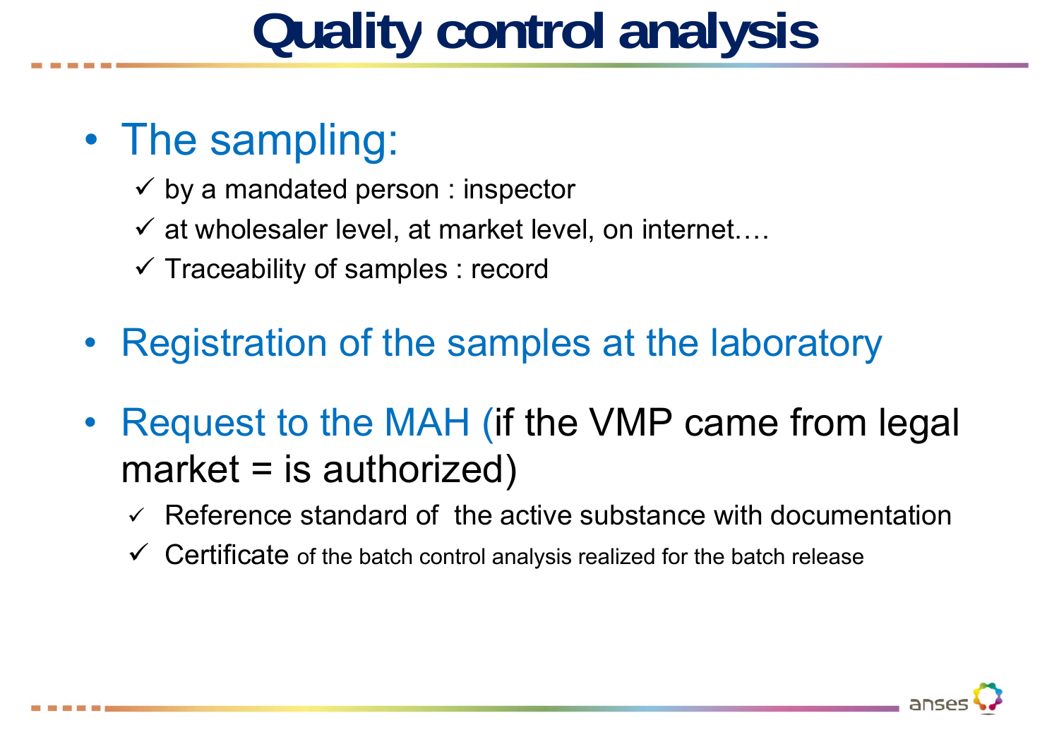# Quality control analysis

- The sampling:
  - ✓ by a mandated person : inspector
  - ✓ at wholesaler level, at market level, on internet….
  - ✓ Traceability of samples : record
- Registration of the samples at the laboratory
- Request to the MAH (if the VMP came from legal market = is authorized)
  - ✓ Reference standard of the active substance with documentation
  - ✓ Certificate of the batch control analysis realized for the batch release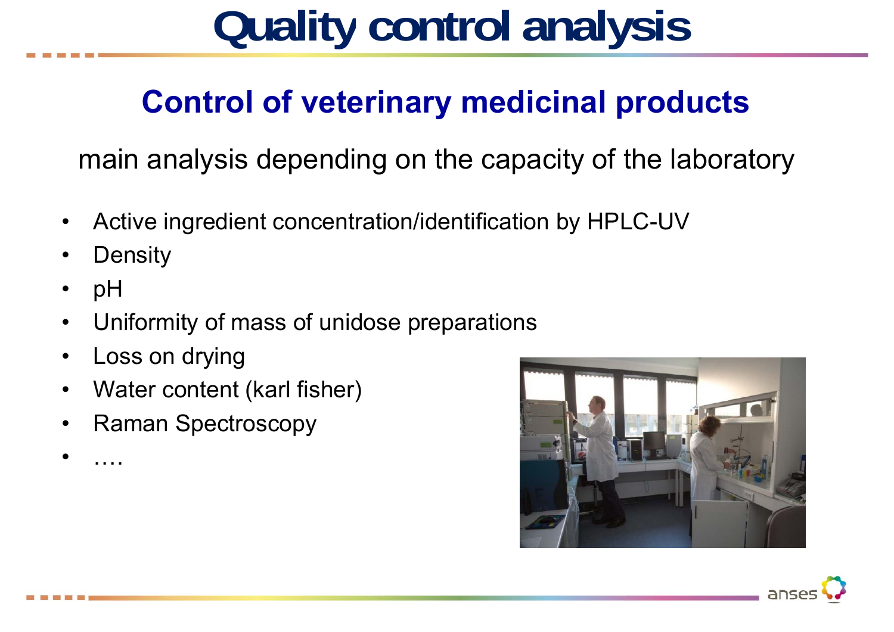# Quality control analysis

## Control of veterinary medicinal products

main analysis depending on the capacity of the laboratory

- Active ingredient concentration/identification by HPLC-UV
- Density
- pH
- Uniformity of mass of unidose preparations
- Loss on drying
- Water content (karl fisher)
- Raman Spectroscopy
- ….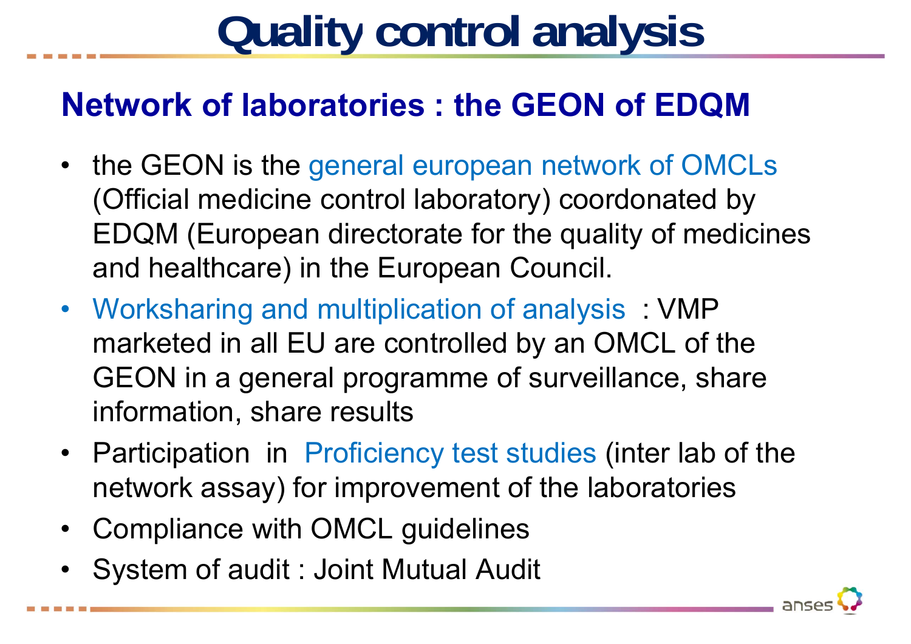# Quality control analysis

## Network of laboratories : the GEON of EDQM

- the GEON is the general european network of OMCLs (Official medicine control laboratory) coordonated by EDQM (European directorate for the quality of medicines and healthcare) in the European Council.
- Worksharing and multiplication of analysis : VMP marketed in all EU are controlled by an OMCL of the GEON in a general programme of surveillance, share information, share results
- Participation in Proficiency test studies (inter lab of the network assay) for improvement of the laboratories
- Compliance with OMCL guidelines
- System of audit : Joint Mutual Audit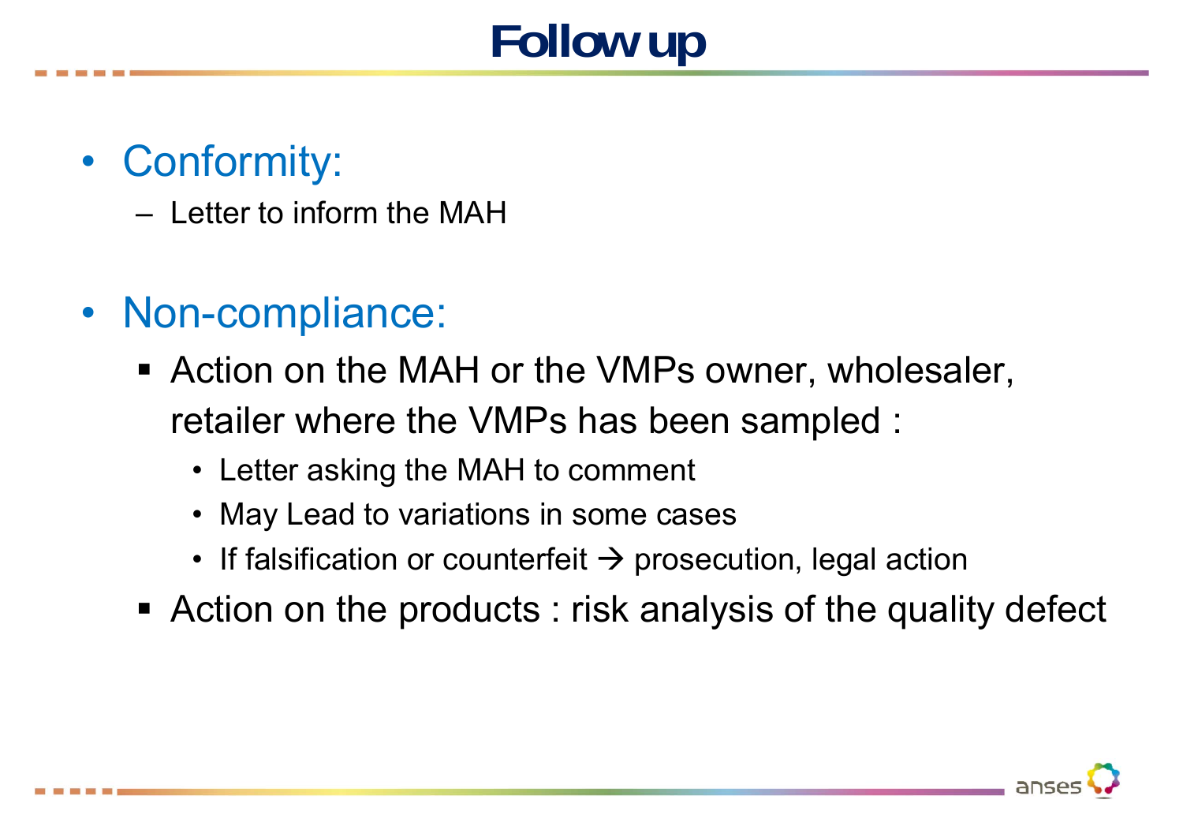# Follow up

- Conformity:
  - Letter to inform the MAH

- Non-compliance:
  - Action on the MAH or the VMPs owner, wholesaler, retailer where the VMPs has been sampled :
    - Letter asking the MAH to comment
    - May Lead to variations in some cases
    - If falsification or counterfeit → prosecution, legal action
  - Action on the products : risk analysis of the quality defect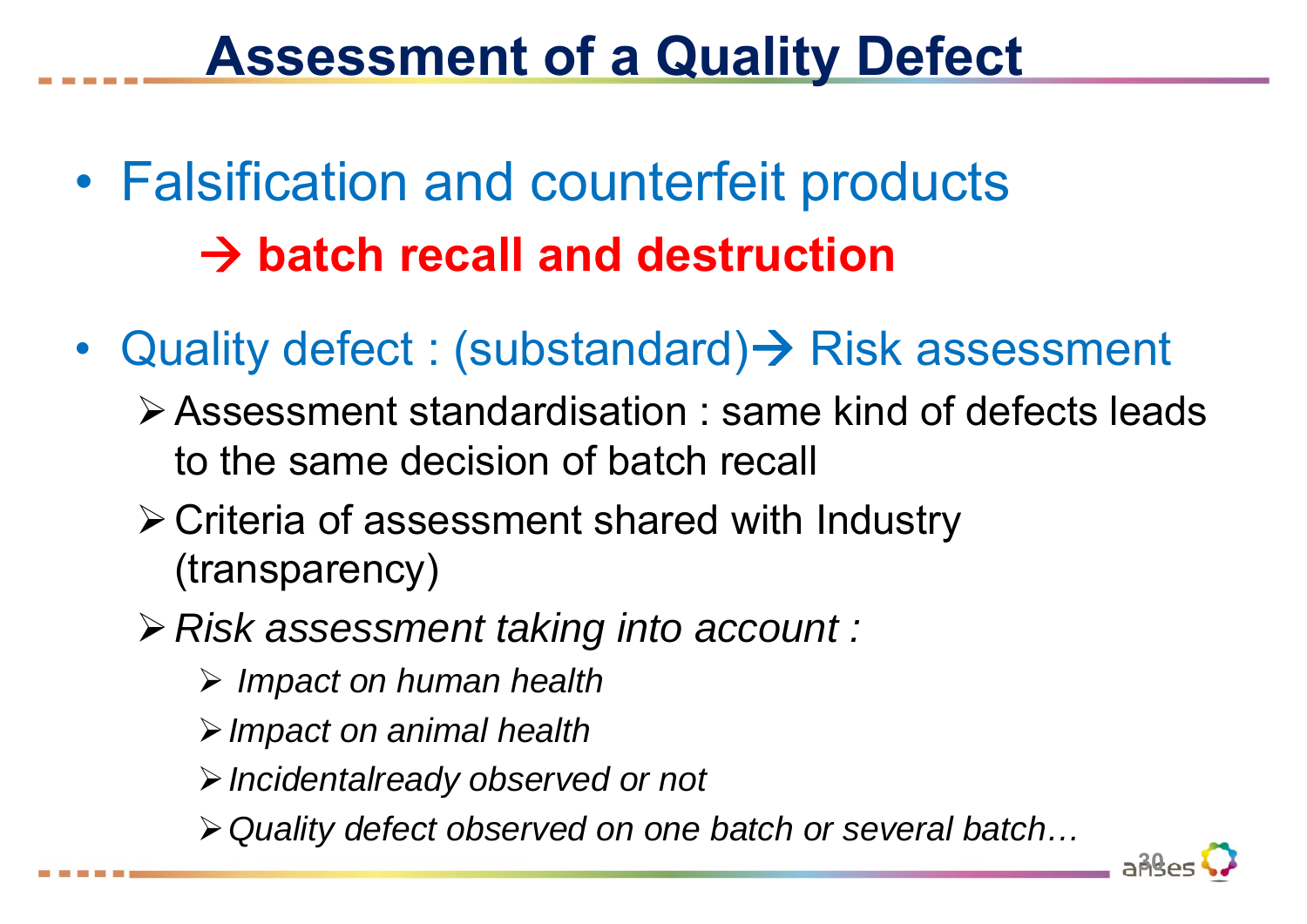# Assessment of a Quality Defect

- Falsification and counterfeit products

  → **batch recall and destruction**

- Quality defect : (substandard)→ Risk assessment
  - Assessment standardisation : same kind of defects leads to the same decision of batch recall
  - Criteria of assessment shared with Industry (transparency)
  - *Risk assessment taking into account :*
    - *Impact on human health*
    - *Impact on animal health*
    - *Incidentalready observed or not*
    - *Quality defect observed on one batch or several batch…*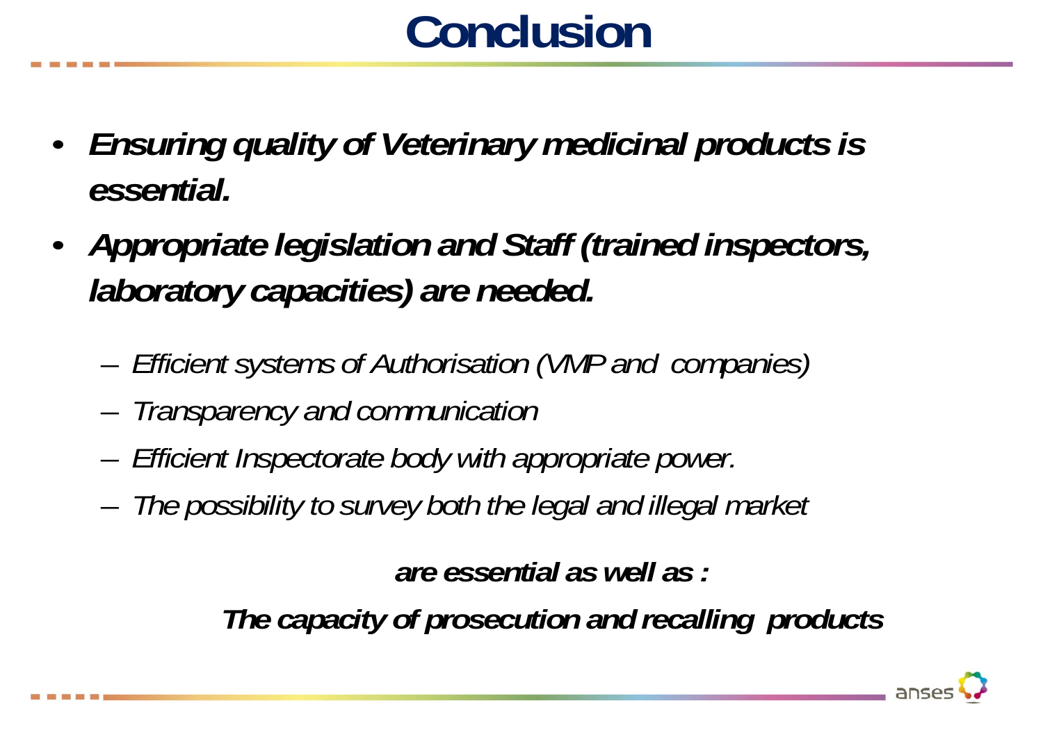# Conclusion

- ***Ensuring quality of Veterinary medicinal products is essential.***
- ***Appropriate legislation and Staff (trained inspectors, laboratory capacities) are needed.***
  - *Efficient systems of Authorisation (VMP and companies)*
  - *Transparency and communication*
  - *Efficient Inspectorate body with appropriate power.*
  - *The possibility to survey both the legal and illegal market*

***are essential as well as :***

***The capacity of prosecution and recalling products***